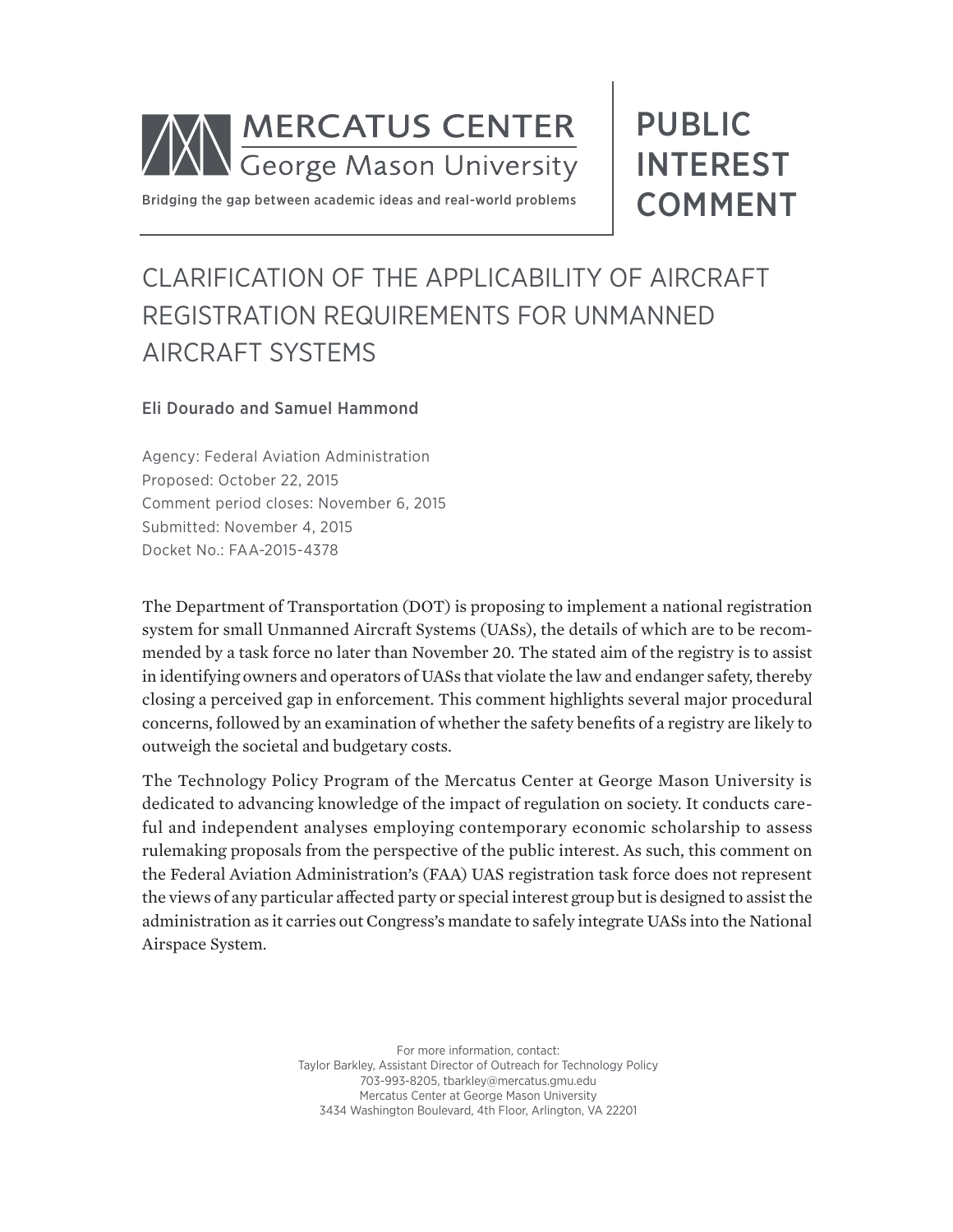MERCATUS CENTER
George Mason University

Bridging the gap between academic ideas and real-world problems

# PUBLIC INTEREST COMMENT

# CLARIFICATION OF THE APPLICABILITY OF AIRCRAFT REGISTRATION REQUIREMENTS FOR UNMANNED AIRCRAFT SYSTEMS

**Eli Dourado and Samuel Hammond**

Agency: Federal Aviation Administration
Proposed: October 22, 2015
Comment period closes: November 6, 2015
Submitted: November 4, 2015
Docket No.: FAA-2015-4378

The Department of Transportation (DOT) is proposing to implement a national registration system for small Unmanned Aircraft Systems (UASs), the details of which are to be recommended by a task force no later than November 20. The stated aim of the registry is to assist in identifying owners and operators of UASs that violate the law and endanger safety, thereby closing a perceived gap in enforcement. This comment highlights several major procedural concerns, followed by an examination of whether the safety benefits of a registry are likely to outweigh the societal and budgetary costs.

The Technology Policy Program of the Mercatus Center at George Mason University is dedicated to advancing knowledge of the impact of regulation on society. It conducts careful and independent analyses employing contemporary economic scholarship to assess rulemaking proposals from the perspective of the public interest. As such, this comment on the Federal Aviation Administration's (FAA) UAS registration task force does not represent the views of any particular affected party or special interest group but is designed to assist the administration as it carries out Congress's mandate to safely integrate UASs into the National Airspace System.

For more information, contact:
Taylor Barkley, Assistant Director of Outreach for Technology Policy
703-993-8205, tbarkley@mercatus.gmu.edu
Mercatus Center at George Mason University
3434 Washington Boulevard, 4th Floor, Arlington, VA 22201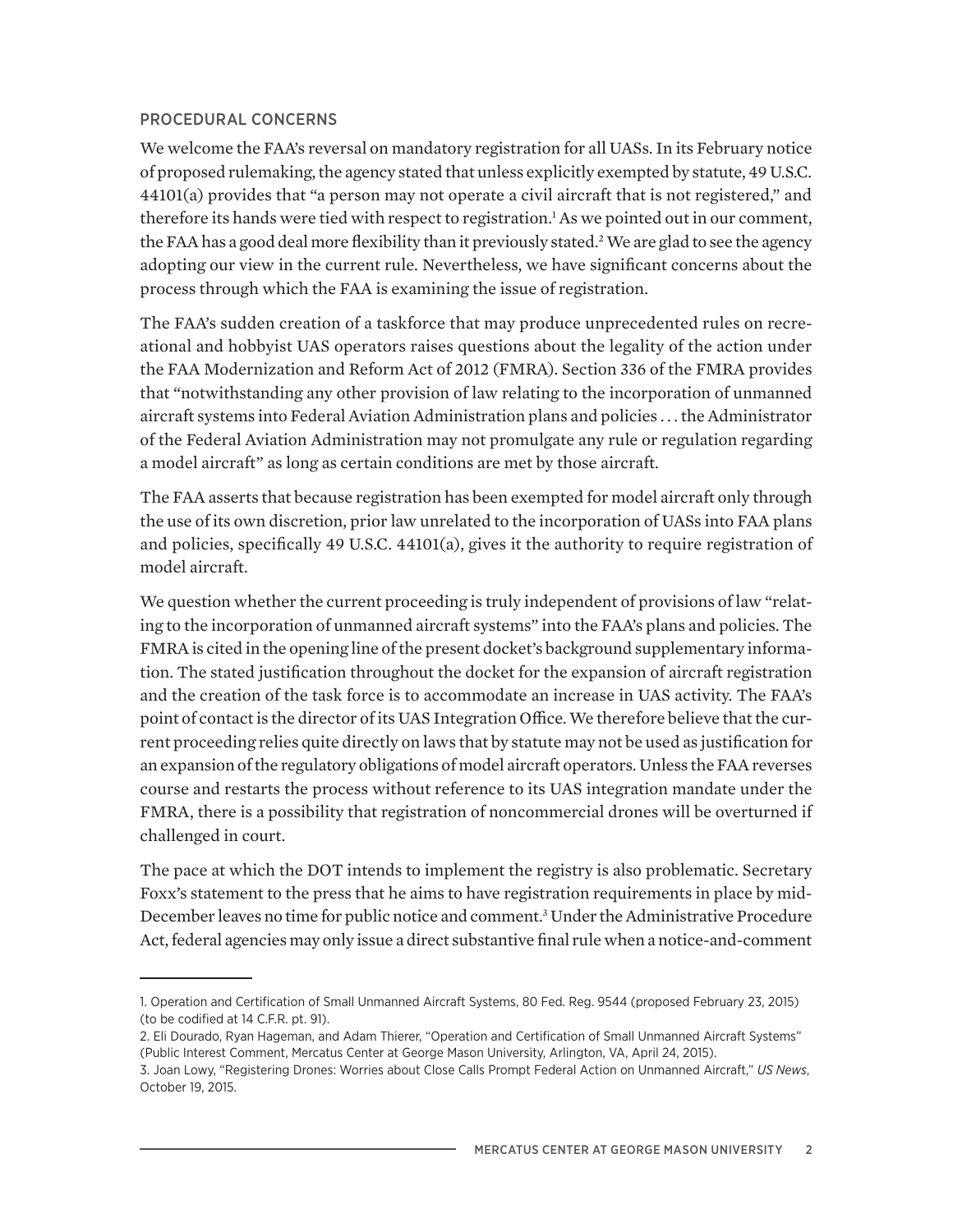## PROCEDURAL CONCERNS

We welcome the FAA's reversal on mandatory registration for all UASs. In its February notice of proposed rulemaking, the agency stated that unless explicitly exempted by statute, 49 U.S.C. 44101(a) provides that "a person may not operate a civil aircraft that is not registered," and therefore its hands were tied with respect to registration.[1] As we pointed out in our comment, the FAA has a good deal more flexibility than it previously stated.[2] We are glad to see the agency adopting our view in the current rule. Nevertheless, we have significant concerns about the process through which the FAA is examining the issue of registration.

The FAA's sudden creation of a taskforce that may produce unprecedented rules on recreational and hobbyist UAS operators raises questions about the legality of the action under the FAA Modernization and Reform Act of 2012 (FMRA). Section 336 of the FMRA provides that "notwithstanding any other provision of law relating to the incorporation of unmanned aircraft systems into Federal Aviation Administration plans and policies . . . the Administrator of the Federal Aviation Administration may not promulgate any rule or regulation regarding a model aircraft" as long as certain conditions are met by those aircraft.

The FAA asserts that because registration has been exempted for model aircraft only through the use of its own discretion, prior law unrelated to the incorporation of UASs into FAA plans and policies, specifically 49 U.S.C. 44101(a), gives it the authority to require registration of model aircraft.

We question whether the current proceeding is truly independent of provisions of law "relating to the incorporation of unmanned aircraft systems" into the FAA's plans and policies. The FMRA is cited in the opening line of the present docket's background supplementary information. The stated justification throughout the docket for the expansion of aircraft registration and the creation of the task force is to accommodate an increase in UAS activity. The FAA's point of contact is the director of its UAS Integration Office. We therefore believe that the current proceeding relies quite directly on laws that by statute may not be used as justification for an expansion of the regulatory obligations of model aircraft operators. Unless the FAA reverses course and restarts the process without reference to its UAS integration mandate under the FMRA, there is a possibility that registration of noncommercial drones will be overturned if challenged in court.

The pace at which the DOT intends to implement the registry is also problematic. Secretary Foxx's statement to the press that he aims to have registration requirements in place by mid-December leaves no time for public notice and comment.[3] Under the Administrative Procedure Act, federal agencies may only issue a direct substantive final rule when a notice-and-comment

---

1. Operation and Certification of Small Unmanned Aircraft Systems, 80 Fed. Reg. 9544 (proposed February 23, 2015) (to be codified at 14 C.F.R. pt. 91).
2. Eli Dourado, Ryan Hageman, and Adam Thierer, "Operation and Certification of Small Unmanned Aircraft Systems" (Public Interest Comment, Mercatus Center at George Mason University, Arlington, VA, April 24, 2015).
3. Joan Lowy, "Registering Drones: Worries about Close Calls Prompt Federal Action on Unmanned Aircraft," *US News*, October 19, 2015.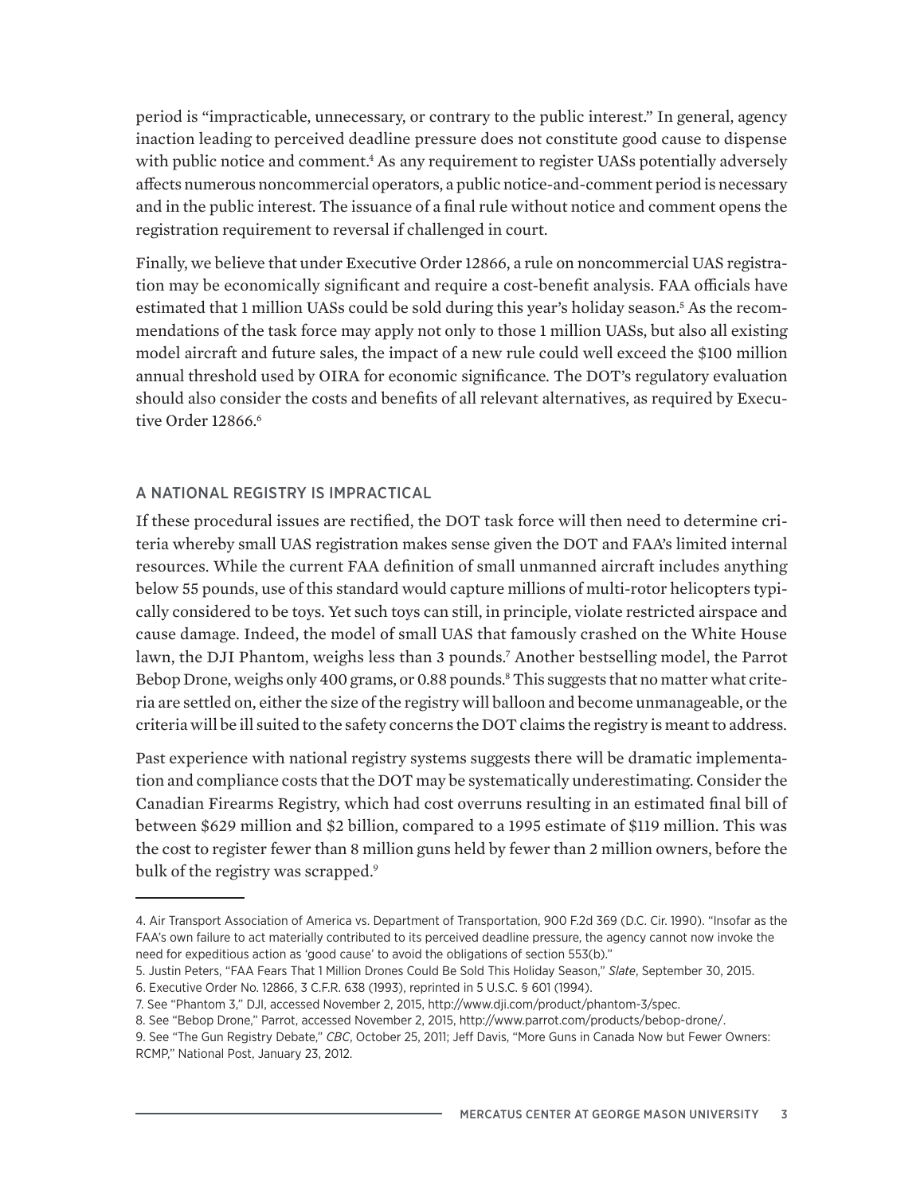period is "impracticable, unnecessary, or contrary to the public interest." In general, agency inaction leading to perceived deadline pressure does not constitute good cause to dispense with public notice and comment.[4] As any requirement to register UASs potentially adversely affects numerous noncommercial operators, a public notice-and-comment period is necessary and in the public interest. The issuance of a final rule without notice and comment opens the registration requirement to reversal if challenged in court.

Finally, we believe that under Executive Order 12866, a rule on noncommercial UAS registration may be economically significant and require a cost-benefit analysis. FAA officials have estimated that 1 million UASs could be sold during this year's holiday season.[5] As the recommendations of the task force may apply not only to those 1 million UASs, but also all existing model aircraft and future sales, the impact of a new rule could well exceed the $100 million annual threshold used by OIRA for economic significance. The DOT's regulatory evaluation should also consider the costs and benefits of all relevant alternatives, as required by Executive Order 12866.[6]

## A NATIONAL REGISTRY IS IMPRACTICAL

If these procedural issues are rectified, the DOT task force will then need to determine criteria whereby small UAS registration makes sense given the DOT and FAA's limited internal resources. While the current FAA definition of small unmanned aircraft includes anything below 55 pounds, use of this standard would capture millions of multi-rotor helicopters typically considered to be toys. Yet such toys can still, in principle, violate restricted airspace and cause damage. Indeed, the model of small UAS that famously crashed on the White House lawn, the DJI Phantom, weighs less than 3 pounds.[7] Another bestselling model, the Parrot Bebop Drone, weighs only 400 grams, or 0.88 pounds.[8] This suggests that no matter what criteria are settled on, either the size of the registry will balloon and become unmanageable, or the criteria will be ill suited to the safety concerns the DOT claims the registry is meant to address.

Past experience with national registry systems suggests there will be dramatic implementation and compliance costs that the DOT may be systematically underestimating. Consider the Canadian Firearms Registry, which had cost overruns resulting in an estimated final bill of between $629 million and $2 billion, compared to a 1995 estimate of $119 million. This was the cost to register fewer than 8 million guns held by fewer than 2 million owners, before the bulk of the registry was scrapped.[9]

---

4. Air Transport Association of America vs. Department of Transportation, 900 F.2d 369 (D.C. Cir. 1990). "Insofar as the FAA's own failure to act materially contributed to its perceived deadline pressure, the agency cannot now invoke the need for expeditious action as 'good cause' to avoid the obligations of section 553(b)."

5. Justin Peters, "FAA Fears That 1 Million Drones Could Be Sold This Holiday Season," *Slate*, September 30, 2015.

6. Executive Order No. 12866, 3 C.F.R. 638 (1993), reprinted in 5 U.S.C. § 601 (1994).

7. See "Phantom 3," DJI, accessed November 2, 2015, http://www.dji.com/product/phantom-3/spec.

8. See "Bebop Drone," Parrot, accessed November 2, 2015, http://www.parrot.com/products/bebop-drone/.

9. See "The Gun Registry Debate," *CBC*, October 25, 2011; Jeff Davis, "More Guns in Canada Now but Fewer Owners: RCMP," National Post, January 23, 2012.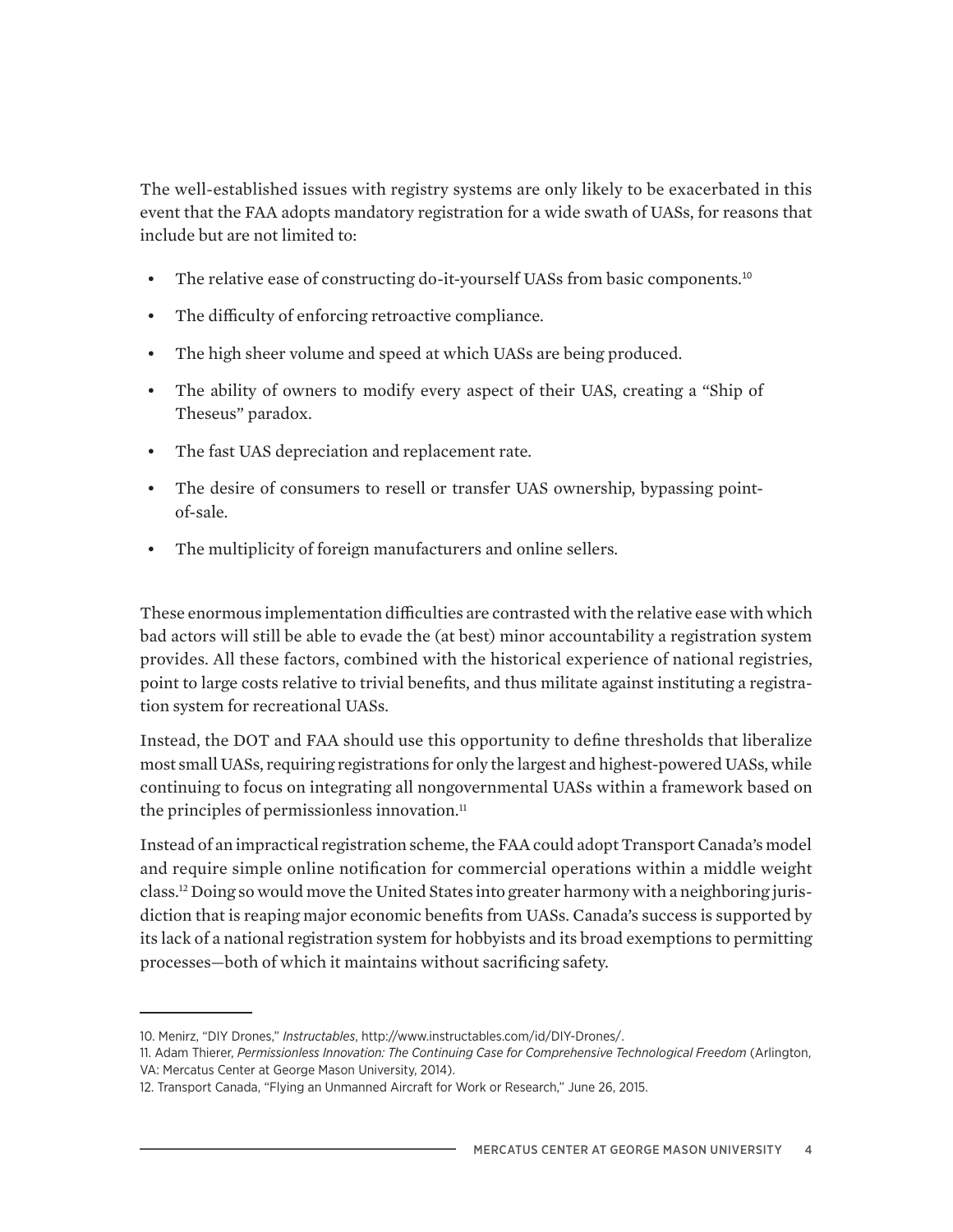The well-established issues with registry systems are only likely to be exacerbated in this event that the FAA adopts mandatory registration for a wide swath of UASs, for reasons that include but are not limited to:

- The relative ease of constructing do-it-yourself UASs from basic components.[10]
- The difficulty of enforcing retroactive compliance.
- The high sheer volume and speed at which UASs are being produced.
- The ability of owners to modify every aspect of their UAS, creating a "Ship of Theseus" paradox.
- The fast UAS depreciation and replacement rate.
- The desire of consumers to resell or transfer UAS ownership, bypassing point-of-sale.
- The multiplicity of foreign manufacturers and online sellers.

These enormous implementation difficulties are contrasted with the relative ease with which bad actors will still be able to evade the (at best) minor accountability a registration system provides. All these factors, combined with the historical experience of national registries, point to large costs relative to trivial benefits, and thus militate against instituting a registration system for recreational UASs.

Instead, the DOT and FAA should use this opportunity to define thresholds that liberalize most small UASs, requiring registrations for only the largest and highest-powered UASs, while continuing to focus on integrating all nongovernmental UASs within a framework based on the principles of permissionless innovation.[11]

Instead of an impractical registration scheme, the FAA could adopt Transport Canada's model and require simple online notification for commercial operations within a middle weight class.[12] Doing so would move the United States into greater harmony with a neighboring jurisdiction that is reaping major economic benefits from UASs. Canada's success is supported by its lack of a national registration system for hobbyists and its broad exemptions to permitting processes—both of which it maintains without sacrificing safety.

---

10. Menirz, "DIY Drones," *Instructables*, http://www.instructables.com/id/DIY-Drones/.

11. Adam Thierer, *Permissionless Innovation: The Continuing Case for Comprehensive Technological Freedom* (Arlington, VA: Mercatus Center at George Mason University, 2014).

12. Transport Canada, "Flying an Unmanned Aircraft for Work or Research," June 26, 2015.